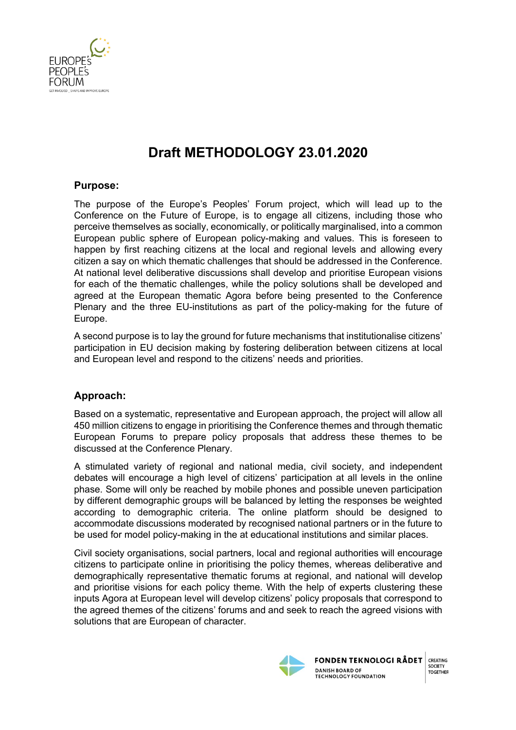# Draft METHODOLOGY 23.01.2020

## Purpose:

The purpose of the Europe's Peoples' Forum project, which will lead up to the Conference on the Future of Europe, is to engage all citizens, including those who perceive themselves as socially, economically, or politically marginalised, into a common European public sphere of European policy-making and values. This is foreseen to happen by first reaching citizens at the local and regional levels and allowing every citizen a say on which thematic challenges that should be addressed in the Conference. At national level deliberative discussions shall develop and prioritise European visions for each of the thematic challenges, while the policy solutions shall be developed and agreed at the European thematic Agora before being presented to the Conference Plenary and the three EU-institutions as part of the policy-making for the future of Europe.

A second purpose is to lay the ground for future mechanisms that institutionalise citizens' participation in EU decision making by fostering deliberation between citizens at local and European level and respond to the citizens' needs and priorities.

## Approach:

Based on a systematic, representative and European approach, the project will allow all 450 million citizens to engage in prioritising the Conference themes and through thematic European Forums to prepare policy proposals that address these themes to be discussed at the Conference Plenary.

A stimulated variety of regional and national media, civil society, and independent debates will encourage a high level of citizens' participation at all levels in the online phase. Some will only be reached by mobile phones and possible uneven participation by different demographic groups will be balanced by letting the responses be weighted according to demographic criteria. The online platform should be designed to accommodate discussions moderated by recognised national partners or in the future to be used for model policy-making in the at educational institutions and similar places.

Civil society organisations, social partners, local and regional authorities will encourage citizens to participate online in prioritising the policy themes, whereas deliberative and demographically representative thematic forums at regional, and national will develop and prioritise visions for each policy theme. With the help of experts clustering these inputs Agora at European level will develop citizens' policy proposals that correspond to the agreed themes of the citizens' forums and and seek to reach the agreed visions with solutions that are European of character.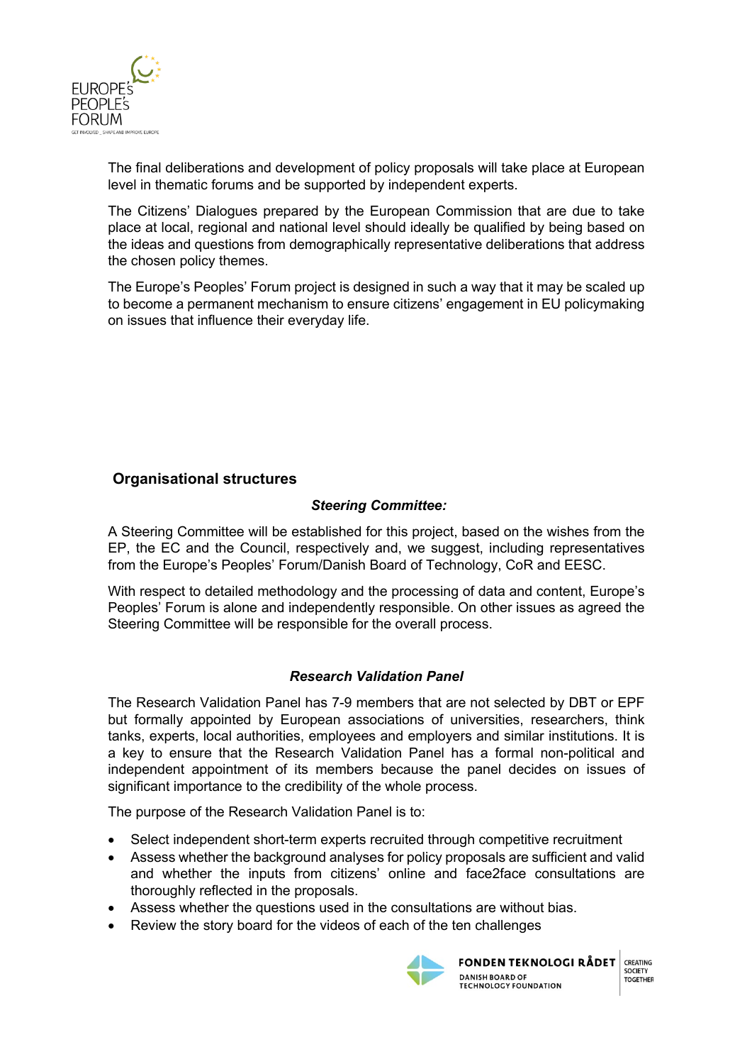The final deliberations and development of policy proposals will take place at European level in thematic forums and be supported by independent experts.

The Citizens' Dialogues prepared by the European Commission that are due to take place at local, regional and national level should ideally be qualified by being based on the ideas and questions from demographically representative deliberations that address the chosen policy themes.

The Europe's Peoples' Forum project is designed in such a way that it may be scaled up to become a permanent mechanism to ensure citizens' engagement in EU policymaking on issues that influence their everyday life.

## Organisational structures

### ***Steering Committee:***

A Steering Committee will be established for this project, based on the wishes from the EP, the EC and the Council, respectively and, we suggest, including representatives from the Europe's Peoples' Forum/Danish Board of Technology, CoR and EESC.

With respect to detailed methodology and the processing of data and content, Europe's Peoples' Forum is alone and independently responsible. On other issues as agreed the Steering Committee will be responsible for the overall process.

### ***Research Validation Panel***

The Research Validation Panel has 7-9 members that are not selected by DBT or EPF but formally appointed by European associations of universities, researchers, think tanks, experts, local authorities, employees and employers and similar institutions. It is a key to ensure that the Research Validation Panel has a formal non-political and independent appointment of its members because the panel decides on issues of significant importance to the credibility of the whole process.

The purpose of the Research Validation Panel is to:

- Select independent short-term experts recruited through competitive recruitment
- Assess whether the background analyses for policy proposals are sufficient and valid and whether the inputs from citizens' online and face2face consultations are thoroughly reflected in the proposals.
- Assess whether the questions used in the consultations are without bias.
- Review the story board for the videos of each of the ten challenges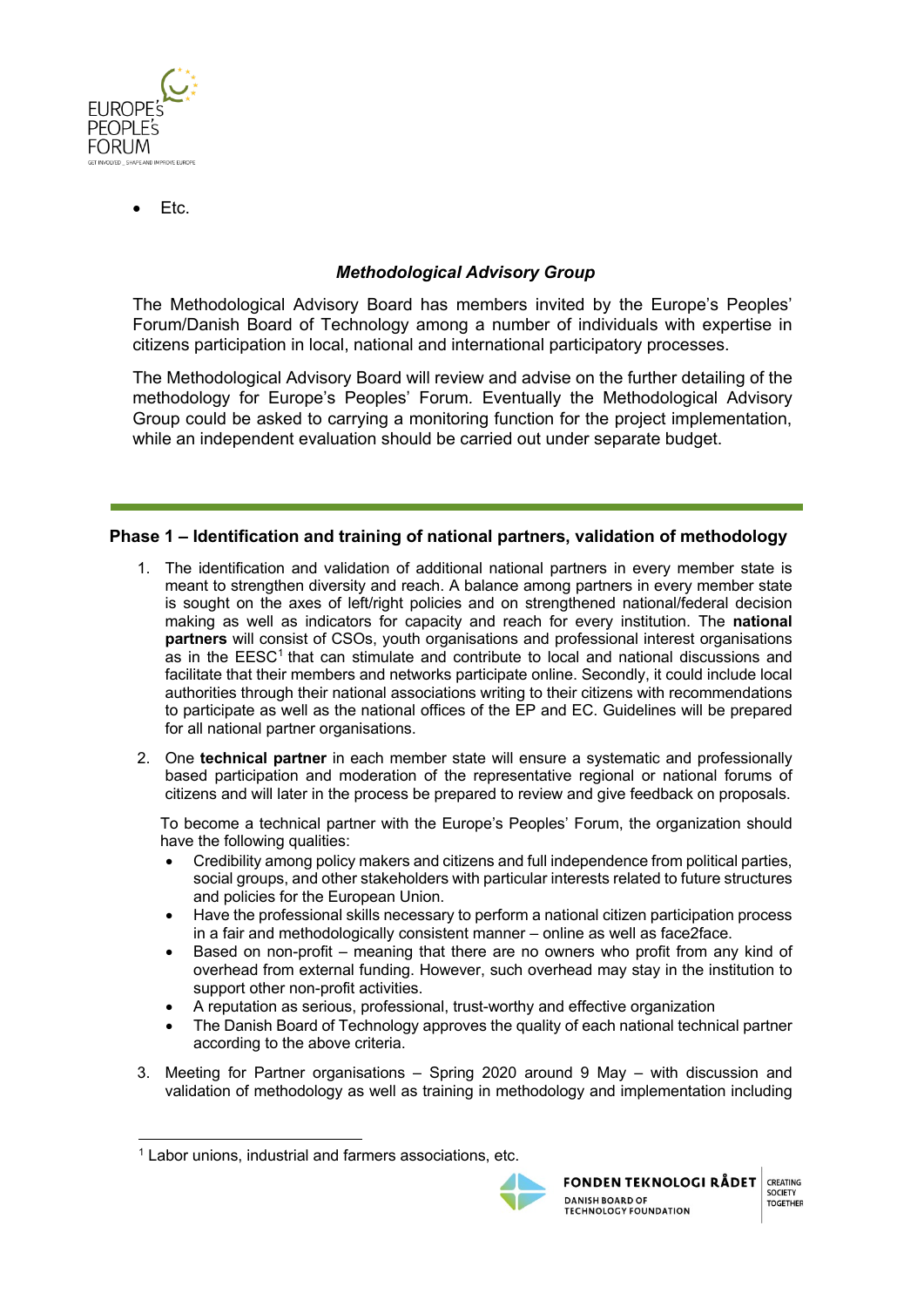- Etc.

### *Methodological Advisory Group*

The Methodological Advisory Board has members invited by the Europe's Peoples' Forum/Danish Board of Technology among a number of individuals with expertise in citizens participation in local, national and international participatory processes.

The Methodological Advisory Board will review and advise on the further detailing of the methodology for Europe's Peoples' Forum. Eventually the Methodological Advisory Group could be asked to carrying a monitoring function for the project implementation, while an independent evaluation should be carried out under separate budget.

---

## Phase 1 – Identification and training of national partners, validation of methodology

1. The identification and validation of additional national partners in every member state is meant to strengthen diversity and reach. A balance among partners in every member state is sought on the axes of left/right policies and on strengthened national/federal decision making as well as indicators for capacity and reach for every institution. The **national partners** will consist of CSOs, youth organisations and professional interest organisations as in the EESC[1] that can stimulate and contribute to local and national discussions and facilitate that their members and networks participate online. Secondly, it could include local authorities through their national associations writing to their citizens with recommendations to participate as well as the national offices of the EP and EC. Guidelines will be prepared for all national partner organisations.

2. One **technical partner** in each member state will ensure a systematic and professionally based participation and moderation of the representative regional or national forums of citizens and will later in the process be prepared to review and give feedback on proposals.

   To become a technical partner with the Europe's Peoples' Forum, the organization should have the following qualities:
   - Credibility among policy makers and citizens and full independence from political parties, social groups, and other stakeholders with particular interests related to future structures and policies for the European Union.
   - Have the professional skills necessary to perform a national citizen participation process in a fair and methodologically consistent manner – online as well as face2face.
   - Based on non-profit – meaning that there are no owners who profit from any kind of overhead from external funding. However, such overhead may stay in the institution to support other non-profit activities.
   - A reputation as serious, professional, trust-worthy and effective organization
   - The Danish Board of Technology approves the quality of each national technical partner according to the above criteria.

3. Meeting for Partner organisations – Spring 2020 around 9 May – with discussion and validation of methodology as well as training in methodology and implementation including

---

[1] Labor unions, industrial and farmers associations, etc.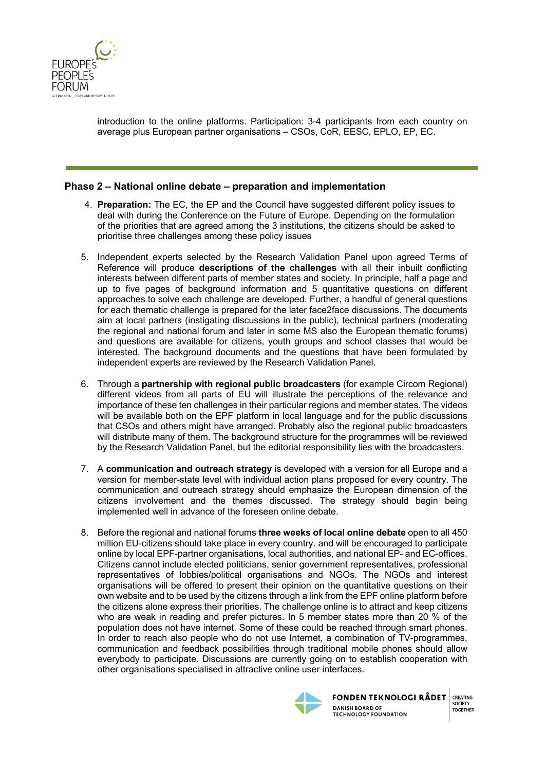introduction to the online platforms. Participation: 3-4 participants from each country on average plus European partner organisations – CSOs, CoR, EESC, EPLO, EP, EC.

---

## Phase 2 – National online debate – preparation and implementation

4. **Preparation:** The EC, the EP and the Council have suggested different policy issues to deal with during the Conference on the Future of Europe. Depending on the formulation of the priorities that are agreed among the 3 institutions, the citizens should be asked to prioritise three challenges among these policy issues

5. Independent experts selected by the Research Validation Panel upon agreed Terms of Reference will produce **descriptions of the challenges** with all their inbuilt conflicting interests between different parts of member states and society. In principle, half a page and up to five pages of background information and 5 quantitative questions on different approaches to solve each challenge are developed. Further, a handful of general questions for each thematic challenge is prepared for the later face2face discussions. The documents aim at local partners (instigating discussions in the public), technical partners (moderating the regional and national forum and later in some MS also the European thematic forums) and questions are available for citizens, youth groups and school classes that would be interested. The background documents and the questions that have been formulated by independent experts are reviewed by the Research Validation Panel.

6. Through a **partnership with regional public broadcasters** (for example Circom Regional) different videos from all parts of EU will illustrate the perceptions of the relevance and importance of these ten challenges in their particular regions and member states. The videos will be available both on the EPF platform in local language and for the public discussions that CSOs and others might have arranged. Probably also the regional public broadcasters will distribute many of them. The background structure for the programmes will be reviewed by the Research Validation Panel, but the editorial responsibility lies with the broadcasters.

7. A **communication and outreach strategy** is developed with a version for all Europe and a version for member-state level with individual action plans proposed for every country. The communication and outreach strategy should emphasize the European dimension of the citizens involvement and the themes discussed. The strategy should begin being implemented well in advance of the foreseen online debate.

8. Before the regional and national forums **three weeks of local online debate** open to all 450 million EU-citizens should take place in every country. and will be encouraged to participate online by local EPF-partner organisations, local authorities, and national EP- and EC-offices. Citizens cannot include elected politicians, senior government representatives, professional representatives of lobbies/political organisations and NGOs. The NGOs and interest organisations will be offered to present their opinion on the quantitative questions on their own website and to be used by the citizens through a link from the EPF online platform before the citizens alone express their priorities. The challenge online is to attract and keep citizens who are weak in reading and prefer pictures. In 5 member states more than 20 % of the population does not have internet. Some of these could be reached through smart phones. In order to reach also people who do not use Internet, a combination of TV-programmes, communication and feedback possibilities through traditional mobile phones should allow everybody to participate. Discussions are currently going on to establish cooperation with other organisations specialised in attractive online user interfaces.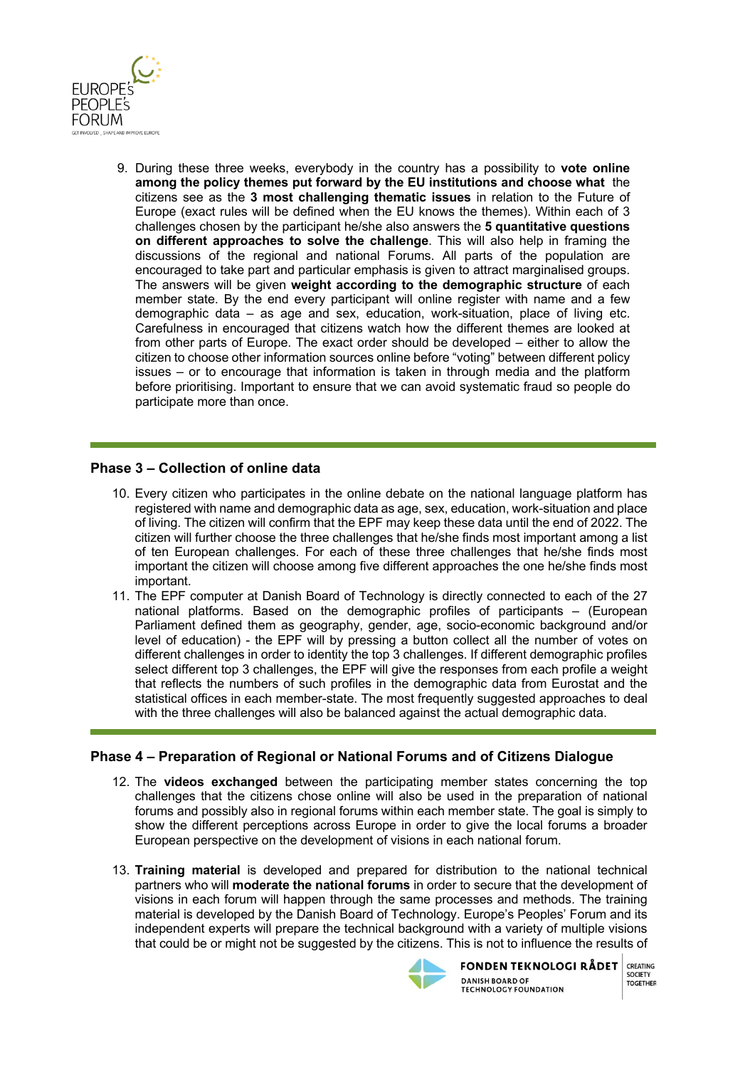9. During these three weeks, everybody in the country has a possibility to **vote online among the policy themes put forward by the EU institutions and choose what** the citizens see as the **3 most challenging thematic issues** in relation to the Future of Europe (exact rules will be defined when the EU knows the themes). Within each of 3 challenges chosen by the participant he/she also answers the **5 quantitative questions on different approaches to solve the challenge**. This will also help in framing the discussions of the regional and national Forums. All parts of the population are encouraged to take part and particular emphasis is given to attract marginalised groups. The answers will be given **weight according to the demographic structure** of each member state. By the end every participant will online register with name and a few demographic data – as age and sex, education, work-situation, place of living etc. Carefulness in encouraged that citizens watch how the different themes are looked at from other parts of Europe. The exact order should be developed – either to allow the citizen to choose other information sources online before "voting" between different policy issues – or to encourage that information is taken in through media and the platform before prioritising. Important to ensure that we can avoid systematic fraud so people do participate more than once.

## Phase 3 – Collection of online data

10. Every citizen who participates in the online debate on the national language platform has registered with name and demographic data as age, sex, education, work-situation and place of living. The citizen will confirm that the EPF may keep these data until the end of 2022. The citizen will further choose the three challenges that he/she finds most important among a list of ten European challenges. For each of these three challenges that he/she finds most important the citizen will choose among five different approaches the one he/she finds most important.
11. The EPF computer at Danish Board of Technology is directly connected to each of the 27 national platforms. Based on the demographic profiles of participants – (European Parliament defined them as geography, gender, age, socio-economic background and/or level of education) - the EPF will by pressing a button collect all the number of votes on different challenges in order to identity the top 3 challenges. If different demographic profiles select different top 3 challenges, the EPF will give the responses from each profile a weight that reflects the numbers of such profiles in the demographic data from Eurostat and the statistical offices in each member-state. The most frequently suggested approaches to deal with the three challenges will also be balanced against the actual demographic data.

## Phase 4 – Preparation of Regional or National Forums and of Citizens Dialogue

12. The **videos exchanged** between the participating member states concerning the top challenges that the citizens chose online will also be used in the preparation of national forums and possibly also in regional forums within each member state. The goal is simply to show the different perceptions across Europe in order to give the local forums a broader European perspective on the development of visions in each national forum.

13. **Training material** is developed and prepared for distribution to the national technical partners who will **moderate the national forums** in order to secure that the development of visions in each forum will happen through the same processes and methods. The training material is developed by the Danish Board of Technology. Europe's Peoples' Forum and its independent experts will prepare the technical background with a variety of multiple visions that could be or might not be suggested by the citizens. This is not to influence the results of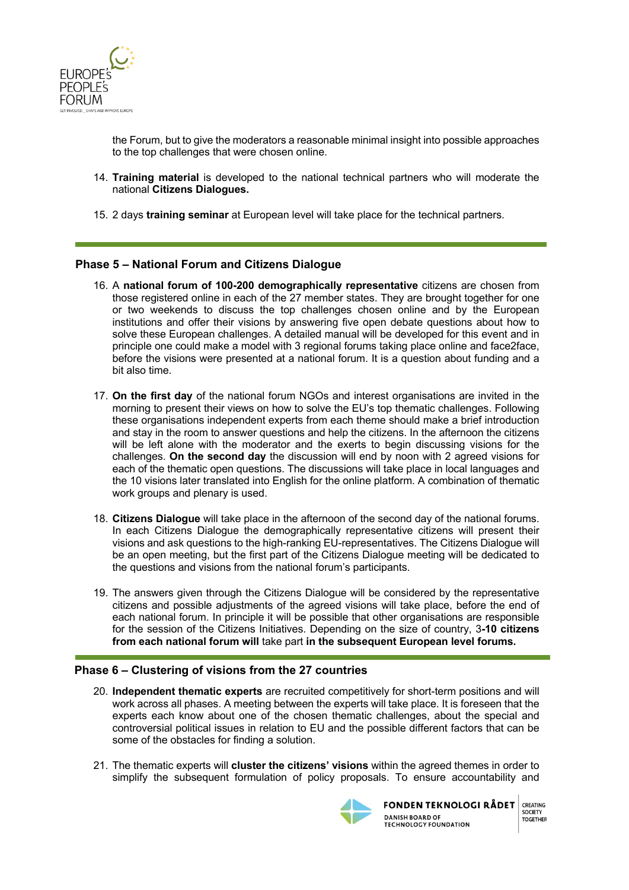the Forum, but to give the moderators a reasonable minimal insight into possible approaches to the top challenges that were chosen online.

14. **Training material** is developed to the national technical partners who will moderate the national **Citizens Dialogues.**

15. 2 days **training seminar** at European level will take place for the technical partners.

## Phase 5 – National Forum and Citizens Dialogue

16. A **national forum of 100-200 demographically representative** citizens are chosen from those registered online in each of the 27 member states. They are brought together for one or two weekends to discuss the top challenges chosen online and by the European institutions and offer their visions by answering five open debate questions about how to solve these European challenges. A detailed manual will be developed for this event and in principle one could make a model with 3 regional forums taking place online and face2face, before the visions were presented at a national forum. It is a question about funding and a bit also time.

17. **On the first day** of the national forum NGOs and interest organisations are invited in the morning to present their views on how to solve the EU's top thematic challenges. Following these organisations independent experts from each theme should make a brief introduction and stay in the room to answer questions and help the citizens. In the afternoon the citizens will be left alone with the moderator and the exerts to begin discussing visions for the challenges. **On the second day** the discussion will end by noon with 2 agreed visions for each of the thematic open questions. The discussions will take place in local languages and the 10 visions later translated into English for the online platform. A combination of thematic work groups and plenary is used.

18. **Citizens Dialogue** will take place in the afternoon of the second day of the national forums. In each Citizens Dialogue the demographically representative citizens will present their visions and ask questions to the high-ranking EU-representatives. The Citizens Dialogue will be an open meeting, but the first part of the Citizens Dialogue meeting will be dedicated to the questions and visions from the national forum's participants.

19. The answers given through the Citizens Dialogue will be considered by the representative citizens and possible adjustments of the agreed visions will take place, before the end of each national forum. In principle it will be possible that other organisations are responsible for the session of the Citizens Initiatives. Depending on the size of country, 3**-10 citizens from each national forum will** take part **in the subsequent European level forums.**

## Phase 6 – Clustering of visions from the 27 countries

20. **Independent thematic experts** are recruited competitively for short-term positions and will work across all phases. A meeting between the experts will take place. It is foreseen that the experts each know about one of the chosen thematic challenges, about the special and controversial political issues in relation to EU and the possible different factors that can be some of the obstacles for finding a solution.

21. The thematic experts will **cluster the citizens' visions** within the agreed themes in order to simplify the subsequent formulation of policy proposals. To ensure accountability and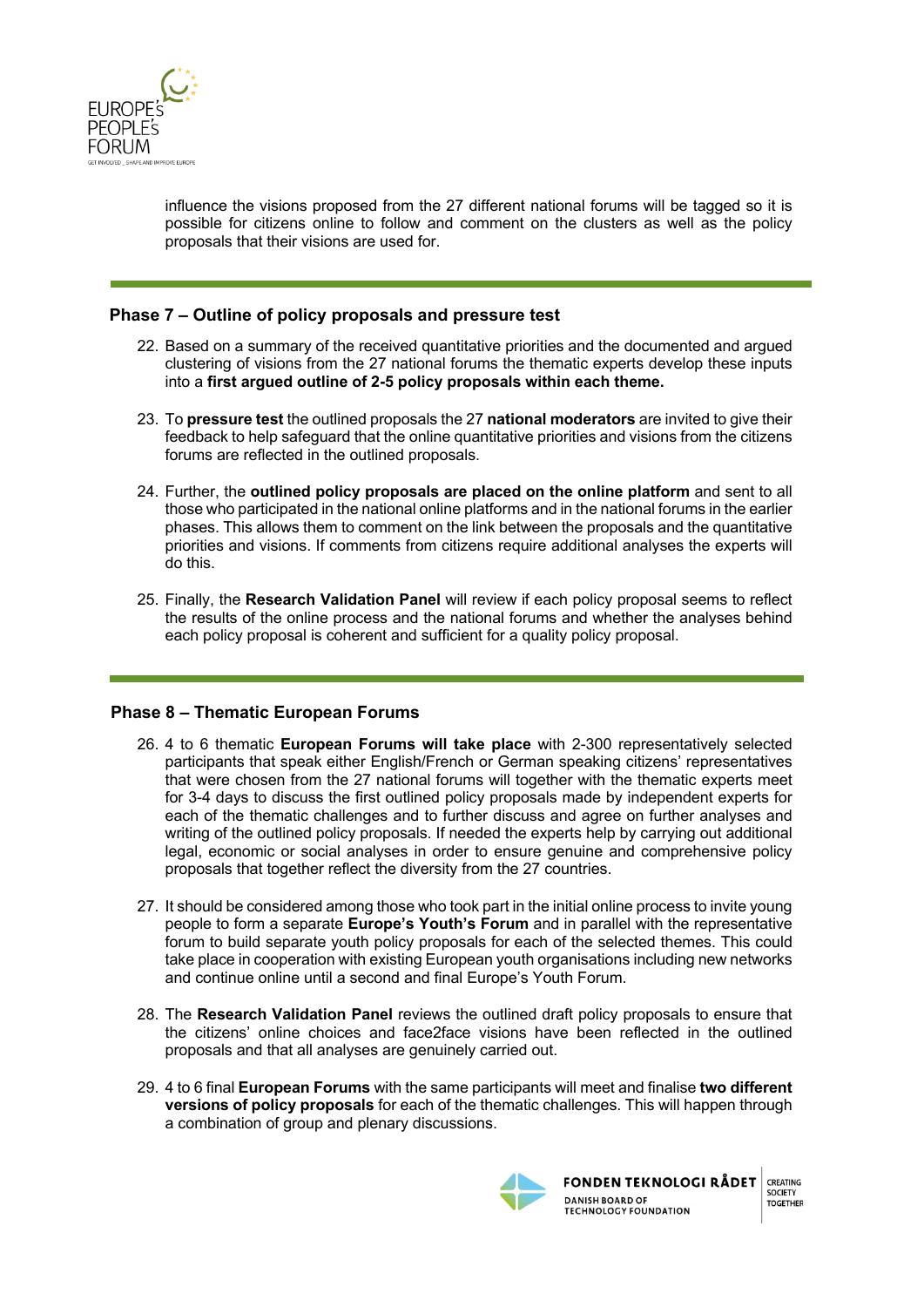influence the visions proposed from the 27 different national forums will be tagged so it is possible for citizens online to follow and comment on the clusters as well as the policy proposals that their visions are used for.

## Phase 7 – Outline of policy proposals and pressure test

22. Based on a summary of the received quantitative priorities and the documented and argued clustering of visions from the 27 national forums the thematic experts develop these inputs into a **first argued outline of 2-5 policy proposals within each theme.**

23. To **pressure test** the outlined proposals the 27 **national moderators** are invited to give their feedback to help safeguard that the online quantitative priorities and visions from the citizens forums are reflected in the outlined proposals.

24. Further, the **outlined policy proposals are placed on the online platform** and sent to all those who participated in the national online platforms and in the national forums in the earlier phases. This allows them to comment on the link between the proposals and the quantitative priorities and visions. If comments from citizens require additional analyses the experts will do this.

25. Finally, the **Research Validation Panel** will review if each policy proposal seems to reflect the results of the online process and the national forums and whether the analyses behind each policy proposal is coherent and sufficient for a quality policy proposal.

## Phase 8 – Thematic European Forums

26. 4 to 6 thematic **European Forums will take place** with 2-300 representatively selected participants that speak either English/French or German speaking citizens' representatives that were chosen from the 27 national forums will together with the thematic experts meet for 3-4 days to discuss the first outlined policy proposals made by independent experts for each of the thematic challenges and to further discuss and agree on further analyses and writing of the outlined policy proposals. If needed the experts help by carrying out additional legal, economic or social analyses in order to ensure genuine and comprehensive policy proposals that together reflect the diversity from the 27 countries.

27. It should be considered among those who took part in the initial online process to invite young people to form a separate **Europe's Youth's Forum** and in parallel with the representative forum to build separate youth policy proposals for each of the selected themes. This could take place in cooperation with existing European youth organisations including new networks and continue online until a second and final Europe's Youth Forum.

28. The **Research Validation Panel** reviews the outlined draft policy proposals to ensure that the citizens' online choices and face2face visions have been reflected in the outlined proposals and that all analyses are genuinely carried out.

29. 4 to 6 final **European Forums** with the same participants will meet and finalise **two different versions of policy proposals** for each of the thematic challenges. This will happen through a combination of group and plenary discussions.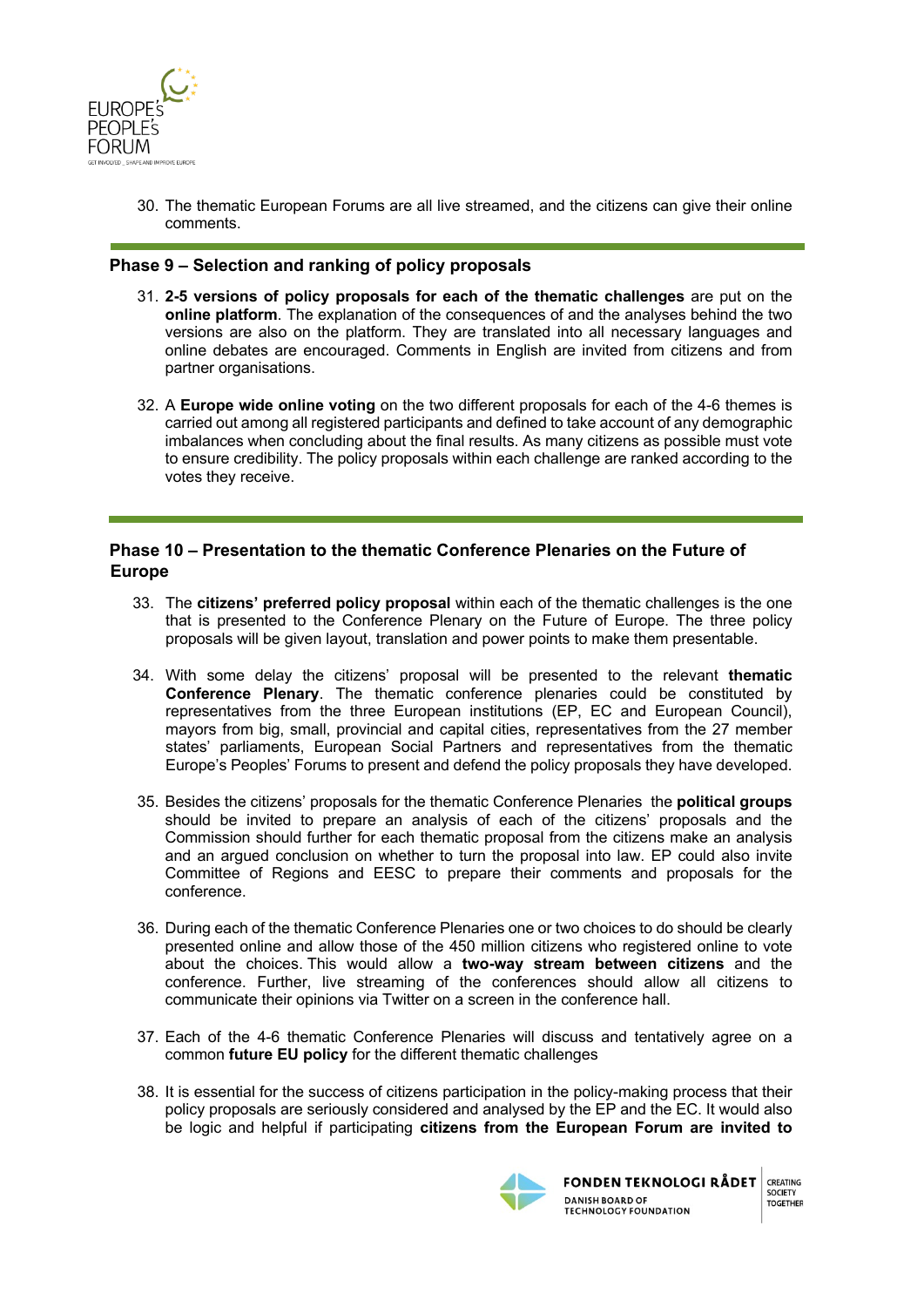30. The thematic European Forums are all live streamed, and the citizens can give their online comments.

## Phase 9 – Selection and ranking of policy proposals

31. **2-5 versions of policy proposals for each of the thematic challenges** are put on the **online platform**. The explanation of the consequences of and the analyses behind the two versions are also on the platform. They are translated into all necessary languages and online debates are encouraged. Comments in English are invited from citizens and from partner organisations.

32. A **Europe wide online voting** on the two different proposals for each of the 4-6 themes is carried out among all registered participants and defined to take account of any demographic imbalances when concluding about the final results. As many citizens as possible must vote to ensure credibility. The policy proposals within each challenge are ranked according to the votes they receive.

## Phase 10 – Presentation to the thematic Conference Plenaries on the Future of Europe

33. The **citizens' preferred policy proposal** within each of the thematic challenges is the one that is presented to the Conference Plenary on the Future of Europe. The three policy proposals will be given layout, translation and power points to make them presentable.

34. With some delay the citizens' proposal will be presented to the relevant **thematic Conference Plenary**. The thematic conference plenaries could be constituted by representatives from the three European institutions (EP, EC and European Council), mayors from big, small, provincial and capital cities, representatives from the 27 member states' parliaments, European Social Partners and representatives from the thematic Europe's Peoples' Forums to present and defend the policy proposals they have developed.

35. Besides the citizens' proposals for the thematic Conference Plenaries the **political groups** should be invited to prepare an analysis of each of the citizens' proposals and the Commission should further for each thematic proposal from the citizens make an analysis and an argued conclusion on whether to turn the proposal into law. EP could also invite Committee of Regions and EESC to prepare their comments and proposals for the conference.

36. During each of the thematic Conference Plenaries one or two choices to do should be clearly presented online and allow those of the 450 million citizens who registered online to vote about the choices. This would allow a **two-way stream between citizens** and the conference. Further, live streaming of the conferences should allow all citizens to communicate their opinions via Twitter on a screen in the conference hall.

37. Each of the 4-6 thematic Conference Plenaries will discuss and tentatively agree on a common **future EU policy** for the different thematic challenges

38. It is essential for the success of citizens participation in the policy-making process that their policy proposals are seriously considered and analysed by the EP and the EC. It would also be logic and helpful if participating **citizens from the European Forum are invited to**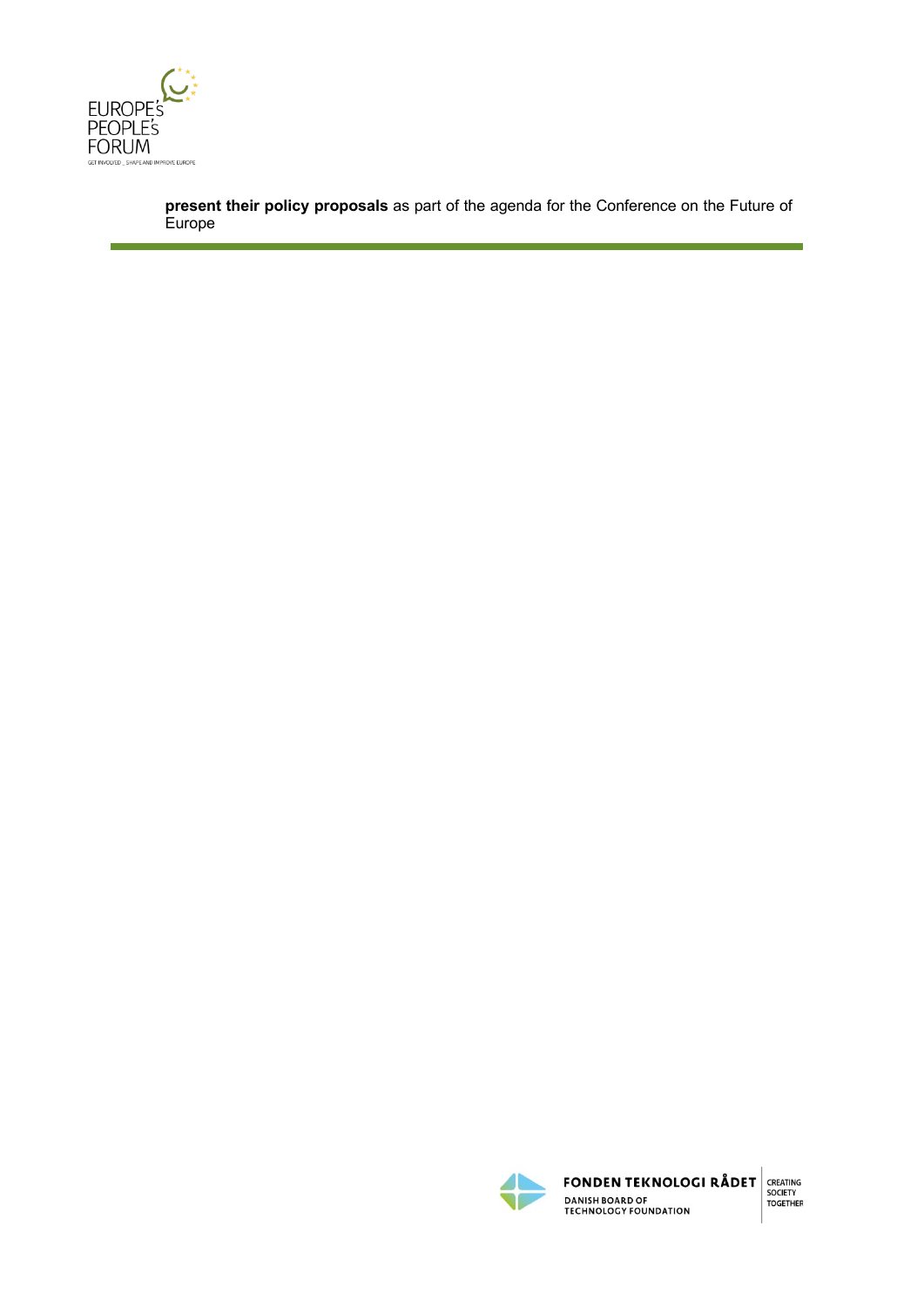**present their policy proposals** as part of the agenda for the Conference on the Future of Europe